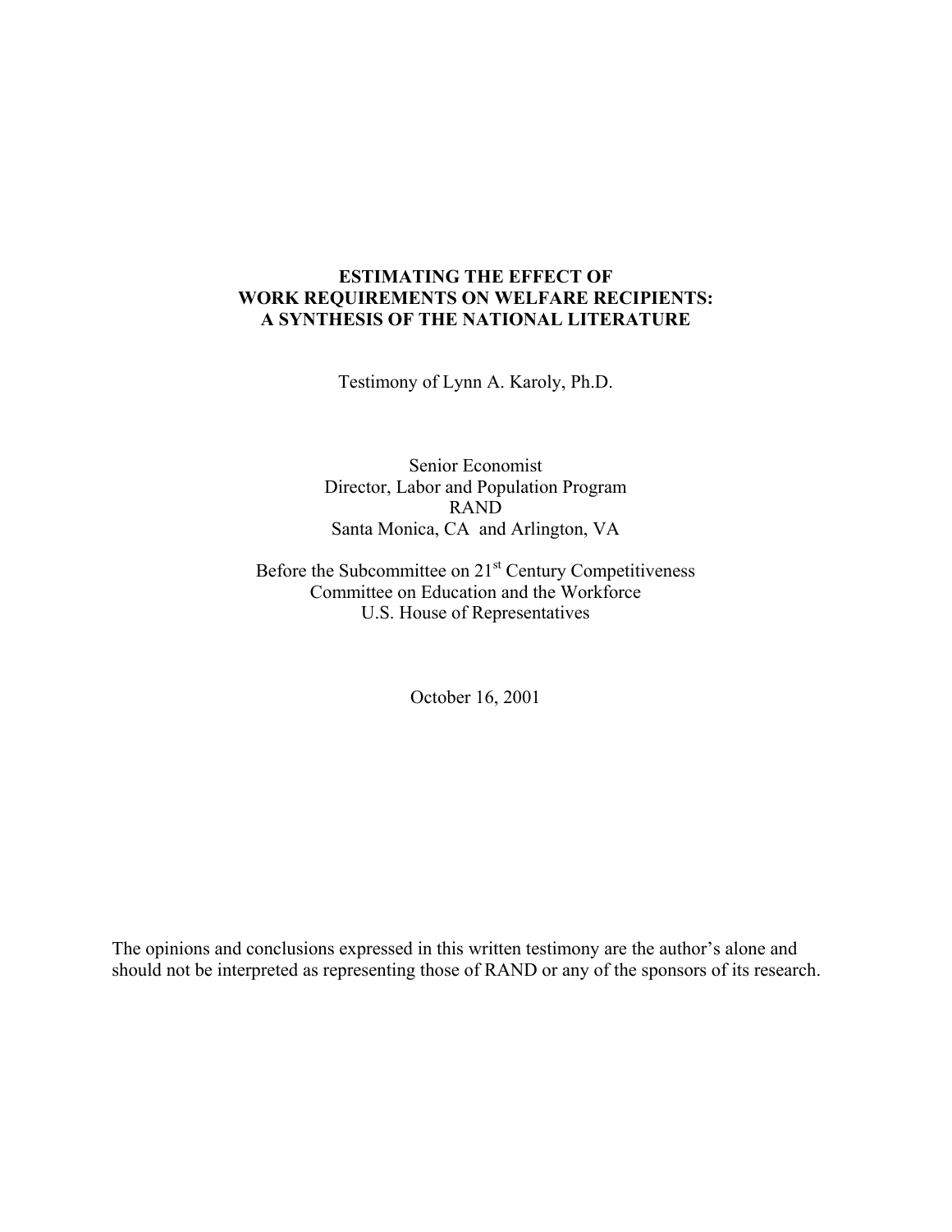# ESTIMATING THE EFFECT OF WORK REQUIREMENTS ON WELFARE RECIPIENTS: A SYNTHESIS OF THE NATIONAL LITERATURE

Testimony of Lynn A. Karoly, Ph.D.

Senior Economist
Director, Labor and Population Program
RAND
Santa Monica, CA and Arlington, VA

Before the Subcommittee on 21st Century Competitiveness
Committee on Education and the Workforce
U.S. House of Representatives

October 16, 2001

The opinions and conclusions expressed in this written testimony are the author's alone and should not be interpreted as representing those of RAND or any of the sponsors of its research.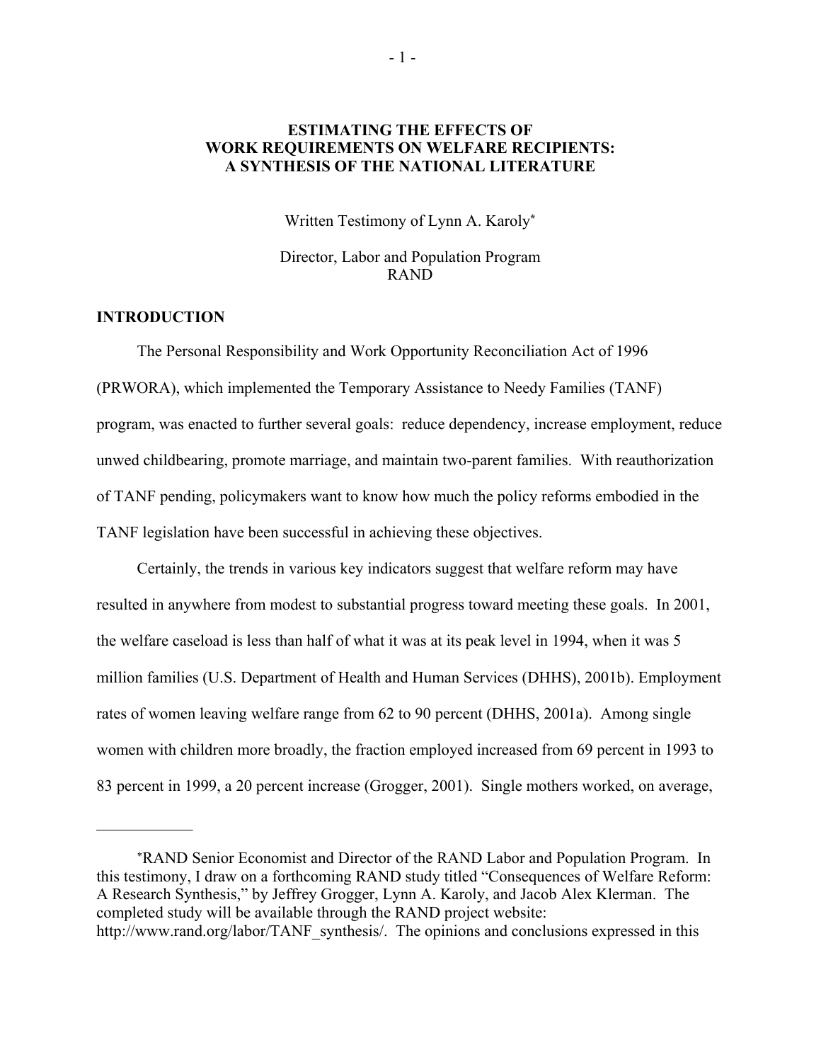# ESTIMATING THE EFFECTS OF WORK REQUIREMENTS ON WELFARE RECIPIENTS: A SYNTHESIS OF THE NATIONAL LITERATURE

Written Testimony of Lynn A. Karoly*

Director, Labor and Population Program
RAND

## INTRODUCTION

The Personal Responsibility and Work Opportunity Reconciliation Act of 1996 (PRWORA), which implemented the Temporary Assistance to Needy Families (TANF) program, was enacted to further several goals: reduce dependency, increase employment, reduce unwed childbearing, promote marriage, and maintain two-parent families. With reauthorization of TANF pending, policymakers want to know how much the policy reforms embodied in the TANF legislation have been successful in achieving these objectives.

Certainly, the trends in various key indicators suggest that welfare reform may have resulted in anywhere from modest to substantial progress toward meeting these goals. In 2001, the welfare caseload is less than half of what it was at its peak level in 1994, when it was 5 million families (U.S. Department of Health and Human Services (DHHS), 2001b). Employment rates of women leaving welfare range from 62 to 90 percent (DHHS, 2001a). Among single women with children more broadly, the fraction employed increased from 69 percent in 1993 to 83 percent in 1999, a 20 percent increase (Grogger, 2001). Single mothers worked, on average,

---

*RAND Senior Economist and Director of the RAND Labor and Population Program. In this testimony, I draw on a forthcoming RAND study titled "Consequences of Welfare Reform: A Research Synthesis," by Jeffrey Grogger, Lynn A. Karoly, and Jacob Alex Klerman. The completed study will be available through the RAND project website: http://www.rand.org/labor/TANF_synthesis/. The opinions and conclusions expressed in this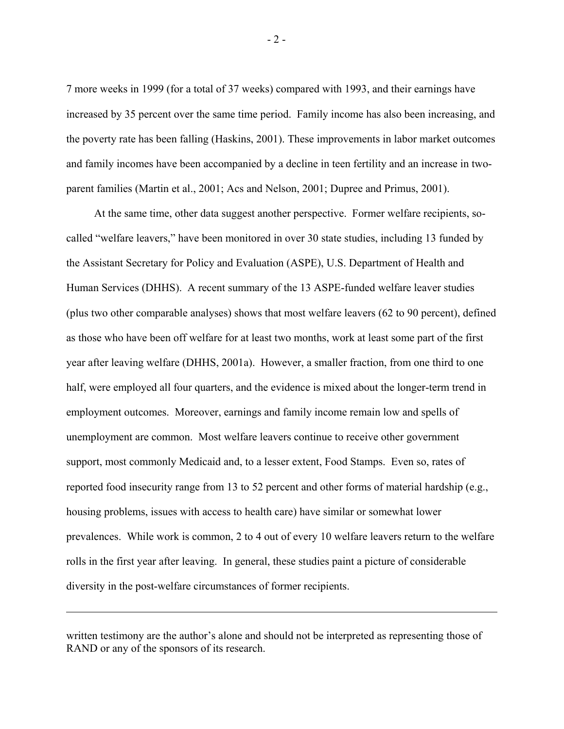7 more weeks in 1999 (for a total of 37 weeks) compared with 1993, and their earnings have increased by 35 percent over the same time period. Family income has also been increasing, and the poverty rate has been falling (Haskins, 2001). These improvements in labor market outcomes and family incomes have been accompanied by a decline in teen fertility and an increase in two-parent families (Martin et al., 2001; Acs and Nelson, 2001; Dupree and Primus, 2001).

At the same time, other data suggest another perspective. Former welfare recipients, so-called "welfare leavers," have been monitored in over 30 state studies, including 13 funded by the Assistant Secretary for Policy and Evaluation (ASPE), U.S. Department of Health and Human Services (DHHS). A recent summary of the 13 ASPE-funded welfare leaver studies (plus two other comparable analyses) shows that most welfare leavers (62 to 90 percent), defined as those who have been off welfare for at least two months, work at least some part of the first year after leaving welfare (DHHS, 2001a). However, a smaller fraction, from one third to one half, were employed all four quarters, and the evidence is mixed about the longer-term trend in employment outcomes. Moreover, earnings and family income remain low and spells of unemployment are common. Most welfare leavers continue to receive other government support, most commonly Medicaid and, to a lesser extent, Food Stamps. Even so, rates of reported food insecurity range from 13 to 52 percent and other forms of material hardship (e.g., housing problems, issues with access to health care) have similar or somewhat lower prevalences. While work is common, 2 to 4 out of every 10 welfare leavers return to the welfare rolls in the first year after leaving. In general, these studies paint a picture of considerable diversity in the post-welfare circumstances of former recipients.

---

written testimony are the author's alone and should not be interpreted as representing those of RAND or any of the sponsors of its research.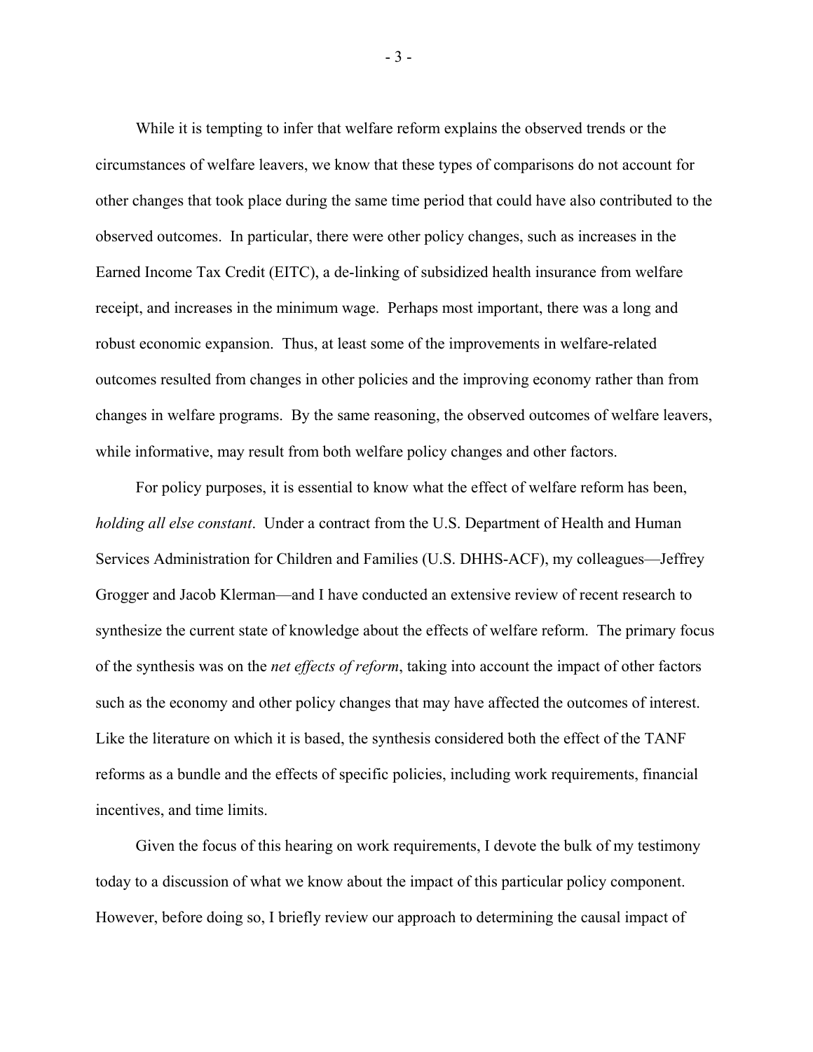While it is tempting to infer that welfare reform explains the observed trends or the circumstances of welfare leavers, we know that these types of comparisons do not account for other changes that took place during the same time period that could have also contributed to the observed outcomes. In particular, there were other policy changes, such as increases in the Earned Income Tax Credit (EITC), a de-linking of subsidized health insurance from welfare receipt, and increases in the minimum wage. Perhaps most important, there was a long and robust economic expansion. Thus, at least some of the improvements in welfare-related outcomes resulted from changes in other policies and the improving economy rather than from changes in welfare programs. By the same reasoning, the observed outcomes of welfare leavers, while informative, may result from both welfare policy changes and other factors.

For policy purposes, it is essential to know what the effect of welfare reform has been, *holding all else constant*. Under a contract from the U.S. Department of Health and Human Services Administration for Children and Families (U.S. DHHS-ACF), my colleagues—Jeffrey Grogger and Jacob Klerman—and I have conducted an extensive review of recent research to synthesize the current state of knowledge about the effects of welfare reform. The primary focus of the synthesis was on the *net effects of reform*, taking into account the impact of other factors such as the economy and other policy changes that may have affected the outcomes of interest. Like the literature on which it is based, the synthesis considered both the effect of the TANF reforms as a bundle and the effects of specific policies, including work requirements, financial incentives, and time limits.

Given the focus of this hearing on work requirements, I devote the bulk of my testimony today to a discussion of what we know about the impact of this particular policy component. However, before doing so, I briefly review our approach to determining the causal impact of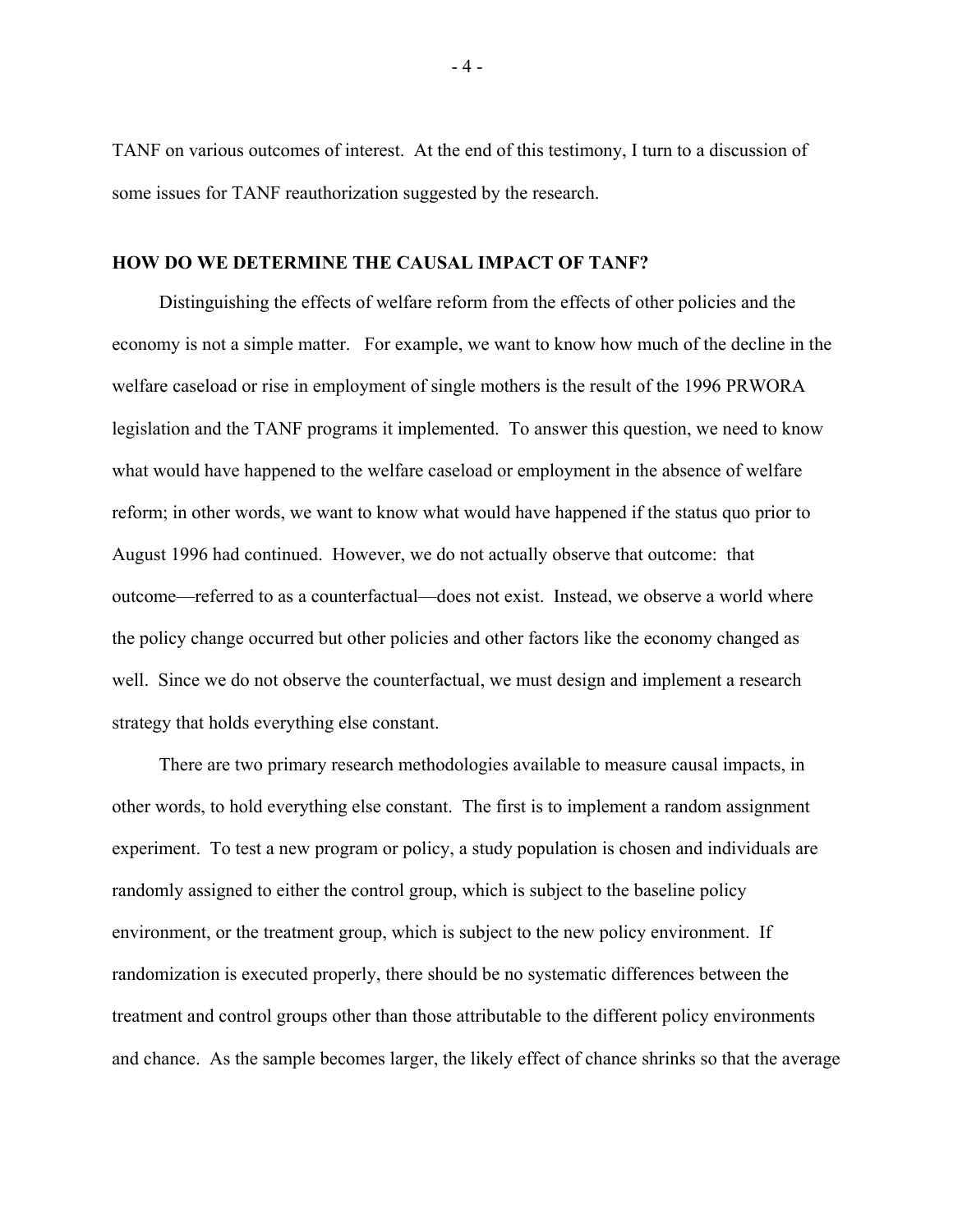TANF on various outcomes of interest. At the end of this testimony, I turn to a discussion of some issues for TANF reauthorization suggested by the research.

## HOW DO WE DETERMINE THE CAUSAL IMPACT OF TANF?

Distinguishing the effects of welfare reform from the effects of other policies and the economy is not a simple matter. For example, we want to know how much of the decline in the welfare caseload or rise in employment of single mothers is the result of the 1996 PRWORA legislation and the TANF programs it implemented. To answer this question, we need to know what would have happened to the welfare caseload or employment in the absence of welfare reform; in other words, we want to know what would have happened if the status quo prior to August 1996 had continued. However, we do not actually observe that outcome: that outcome—referred to as a counterfactual—does not exist. Instead, we observe a world where the policy change occurred but other policies and other factors like the economy changed as well. Since we do not observe the counterfactual, we must design and implement a research strategy that holds everything else constant.

There are two primary research methodologies available to measure causal impacts, in other words, to hold everything else constant. The first is to implement a random assignment experiment. To test a new program or policy, a study population is chosen and individuals are randomly assigned to either the control group, which is subject to the baseline policy environment, or the treatment group, which is subject to the new policy environment. If randomization is executed properly, there should be no systematic differences between the treatment and control groups other than those attributable to the different policy environments and chance. As the sample becomes larger, the likely effect of chance shrinks so that the average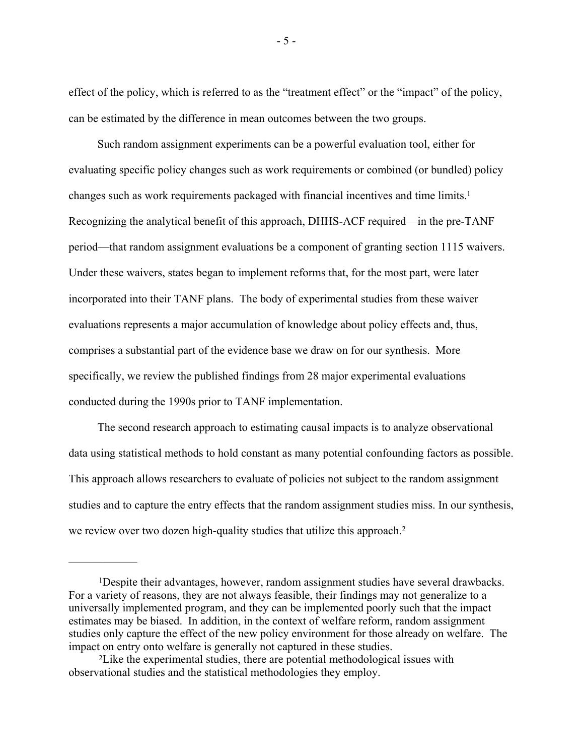effect of the policy, which is referred to as the "treatment effect" or the "impact" of the policy, can be estimated by the difference in mean outcomes between the two groups.

Such random assignment experiments can be a powerful evaluation tool, either for evaluating specific policy changes such as work requirements or combined (or bundled) policy changes such as work requirements packaged with financial incentives and time limits.[1] Recognizing the analytical benefit of this approach, DHHS-ACF required—in the pre-TANF period—that random assignment evaluations be a component of granting section 1115 waivers. Under these waivers, states began to implement reforms that, for the most part, were later incorporated into their TANF plans. The body of experimental studies from these waiver evaluations represents a major accumulation of knowledge about policy effects and, thus, comprises a substantial part of the evidence base we draw on for our synthesis. More specifically, we review the published findings from 28 major experimental evaluations conducted during the 1990s prior to TANF implementation.

The second research approach to estimating causal impacts is to analyze observational data using statistical methods to hold constant as many potential confounding factors as possible. This approach allows researchers to evaluate of policies not subject to the random assignment studies and to capture the entry effects that the random assignment studies miss. In our synthesis, we review over two dozen high-quality studies that utilize this approach.[2]

---

[1]Despite their advantages, however, random assignment studies have several drawbacks. For a variety of reasons, they are not always feasible, their findings may not generalize to a universally implemented program, and they can be implemented poorly such that the impact estimates may be biased. In addition, in the context of welfare reform, random assignment studies only capture the effect of the new policy environment for those already on welfare. The impact on entry onto welfare is generally not captured in these studies.

[2]Like the experimental studies, there are potential methodological issues with observational studies and the statistical methodologies they employ.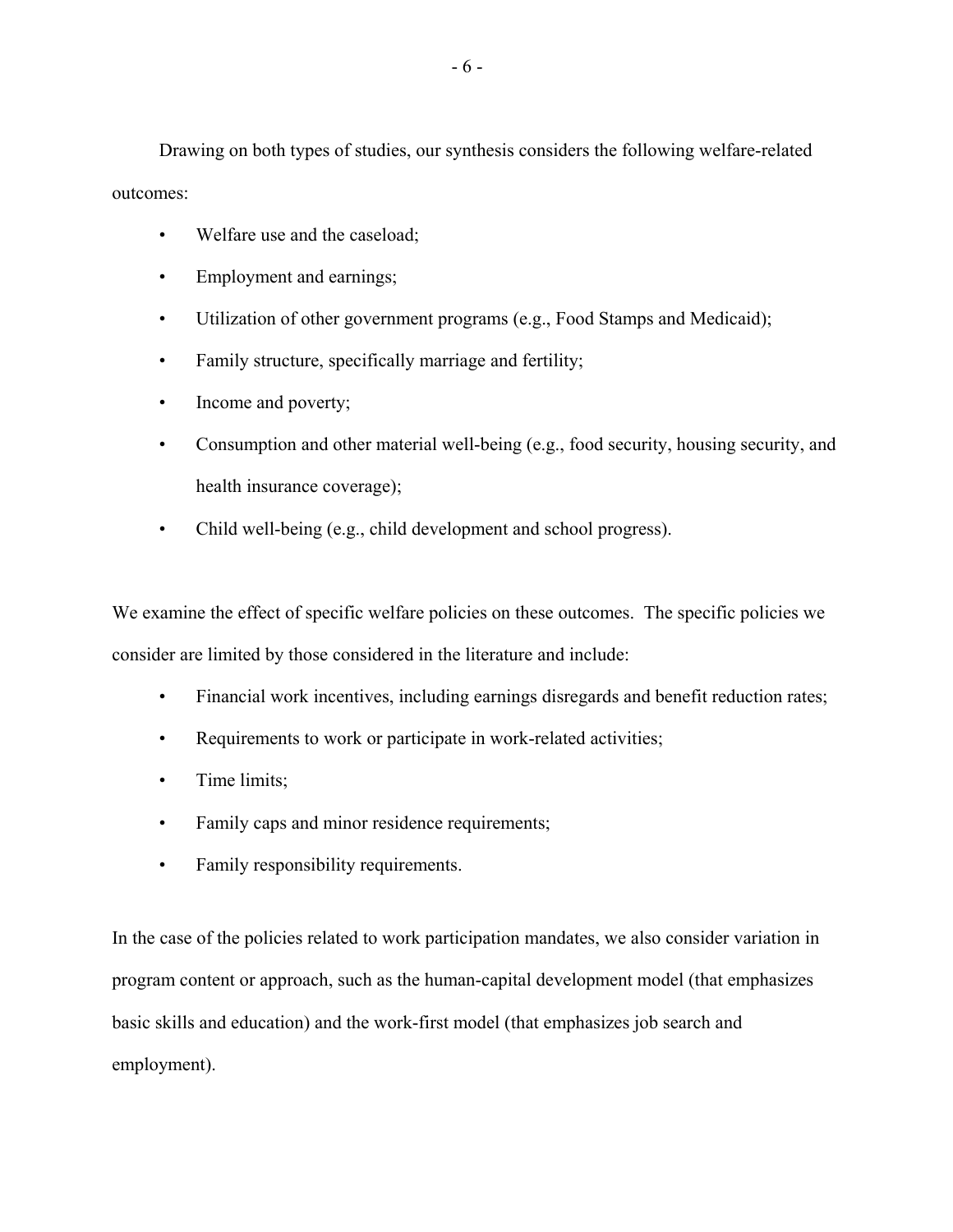Drawing on both types of studies, our synthesis considers the following welfare-related outcomes:

- Welfare use and the caseload;
- Employment and earnings;
- Utilization of other government programs (e.g., Food Stamps and Medicaid);
- Family structure, specifically marriage and fertility;
- Income and poverty;
- Consumption and other material well-being (e.g., food security, housing security, and health insurance coverage);
- Child well-being (e.g., child development and school progress).

We examine the effect of specific welfare policies on these outcomes. The specific policies we consider are limited by those considered in the literature and include:

- Financial work incentives, including earnings disregards and benefit reduction rates;
- Requirements to work or participate in work-related activities;
- Time limits;
- Family caps and minor residence requirements;
- Family responsibility requirements.

In the case of the policies related to work participation mandates, we also consider variation in program content or approach, such as the human-capital development model (that emphasizes basic skills and education) and the work-first model (that emphasizes job search and employment).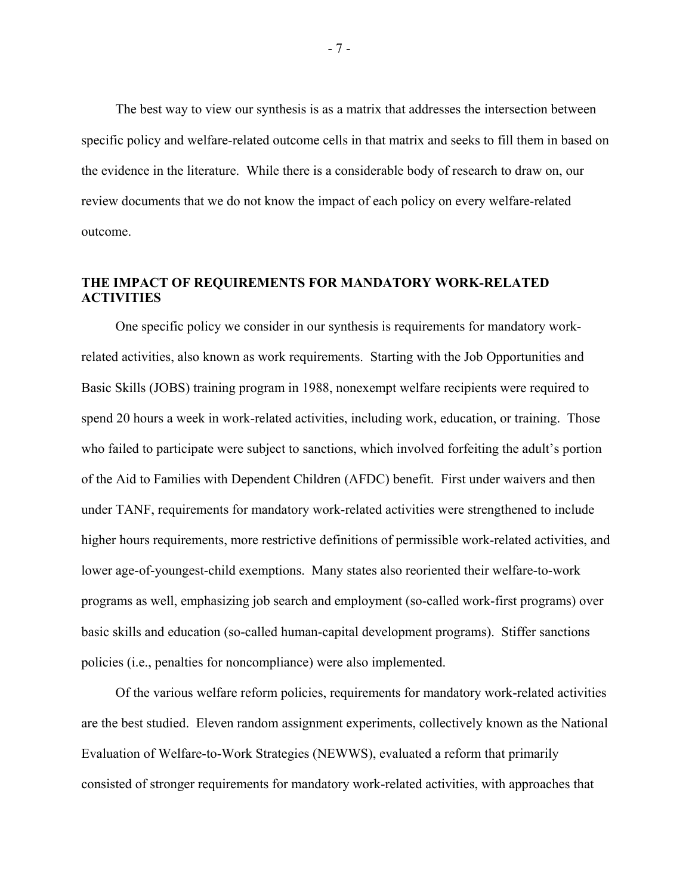The best way to view our synthesis is as a matrix that addresses the intersection between specific policy and welfare-related outcome cells in that matrix and seeks to fill them in based on the evidence in the literature. While there is a considerable body of research to draw on, our review documents that we do not know the impact of each policy on every welfare-related outcome.

## THE IMPACT OF REQUIREMENTS FOR MANDATORY WORK-RELATED ACTIVITIES

One specific policy we consider in our synthesis is requirements for mandatory work-related activities, also known as work requirements. Starting with the Job Opportunities and Basic Skills (JOBS) training program in 1988, nonexempt welfare recipients were required to spend 20 hours a week in work-related activities, including work, education, or training. Those who failed to participate were subject to sanctions, which involved forfeiting the adult's portion of the Aid to Families with Dependent Children (AFDC) benefit. First under waivers and then under TANF, requirements for mandatory work-related activities were strengthened to include higher hours requirements, more restrictive definitions of permissible work-related activities, and lower age-of-youngest-child exemptions. Many states also reoriented their welfare-to-work programs as well, emphasizing job search and employment (so-called work-first programs) over basic skills and education (so-called human-capital development programs). Stiffer sanctions policies (i.e., penalties for noncompliance) were also implemented.

Of the various welfare reform policies, requirements for mandatory work-related activities are the best studied. Eleven random assignment experiments, collectively known as the National Evaluation of Welfare-to-Work Strategies (NEWWS), evaluated a reform that primarily consisted of stronger requirements for mandatory work-related activities, with approaches that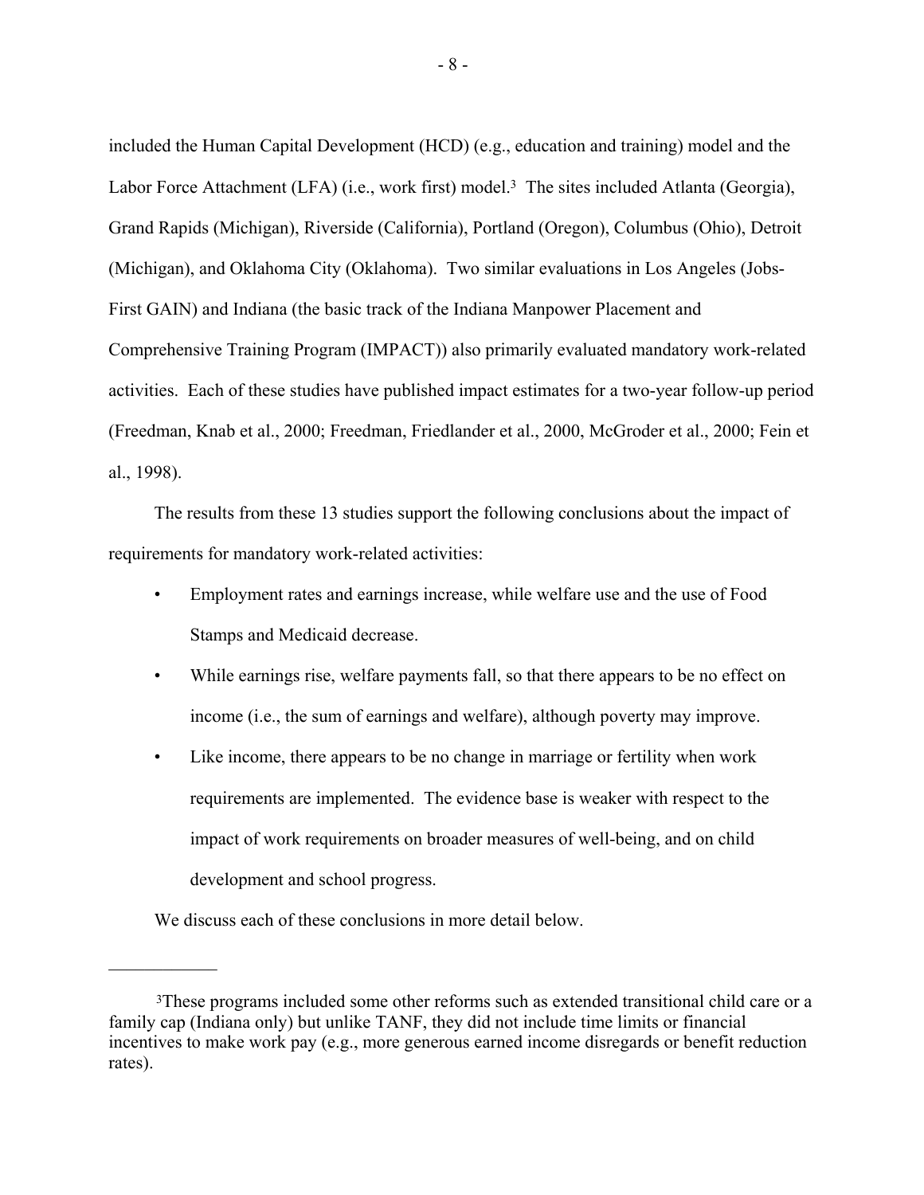included the Human Capital Development (HCD) (e.g., education and training) model and the Labor Force Attachment (LFA) (i.e., work first) model.[3] The sites included Atlanta (Georgia), Grand Rapids (Michigan), Riverside (California), Portland (Oregon), Columbus (Ohio), Detroit (Michigan), and Oklahoma City (Oklahoma). Two similar evaluations in Los Angeles (Jobs-First GAIN) and Indiana (the basic track of the Indiana Manpower Placement and Comprehensive Training Program (IMPACT)) also primarily evaluated mandatory work-related activities. Each of these studies have published impact estimates for a two-year follow-up period (Freedman, Knab et al., 2000; Freedman, Friedlander et al., 2000, McGroder et al., 2000; Fein et al., 1998).

The results from these 13 studies support the following conclusions about the impact of requirements for mandatory work-related activities:

- Employment rates and earnings increase, while welfare use and the use of Food Stamps and Medicaid decrease.
- While earnings rise, welfare payments fall, so that there appears to be no effect on income (i.e., the sum of earnings and welfare), although poverty may improve.
- Like income, there appears to be no change in marriage or fertility when work requirements are implemented. The evidence base is weaker with respect to the impact of work requirements on broader measures of well-being, and on child development and school progress.

We discuss each of these conclusions in more detail below.

---

[3]These programs included some other reforms such as extended transitional child care or a family cap (Indiana only) but unlike TANF, they did not include time limits or financial incentives to make work pay (e.g., more generous earned income disregards or benefit reduction rates).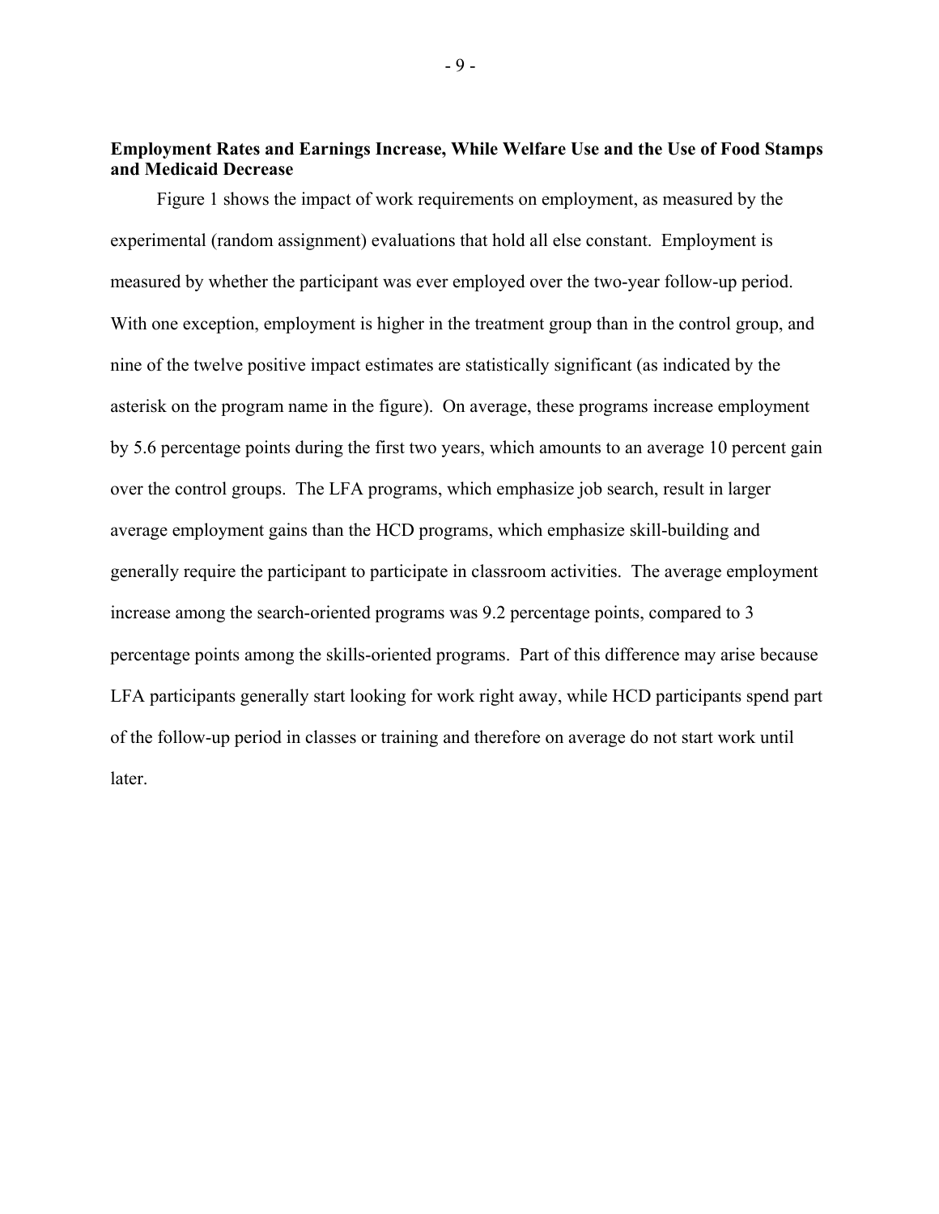**Employment Rates and Earnings Increase, While Welfare Use and the Use of Food Stamps and Medicaid Decrease**

Figure 1 shows the impact of work requirements on employment, as measured by the experimental (random assignment) evaluations that hold all else constant. Employment is measured by whether the participant was ever employed over the two-year follow-up period. With one exception, employment is higher in the treatment group than in the control group, and nine of the twelve positive impact estimates are statistically significant (as indicated by the asterisk on the program name in the figure). On average, these programs increase employment by 5.6 percentage points during the first two years, which amounts to an average 10 percent gain over the control groups. The LFA programs, which emphasize job search, result in larger average employment gains than the HCD programs, which emphasize skill-building and generally require the participant to participate in classroom activities. The average employment increase among the search-oriented programs was 9.2 percentage points, compared to 3 percentage points among the skills-oriented programs. Part of this difference may arise because LFA participants generally start looking for work right away, while HCD participants spend part of the follow-up period in classes or training and therefore on average do not start work until later.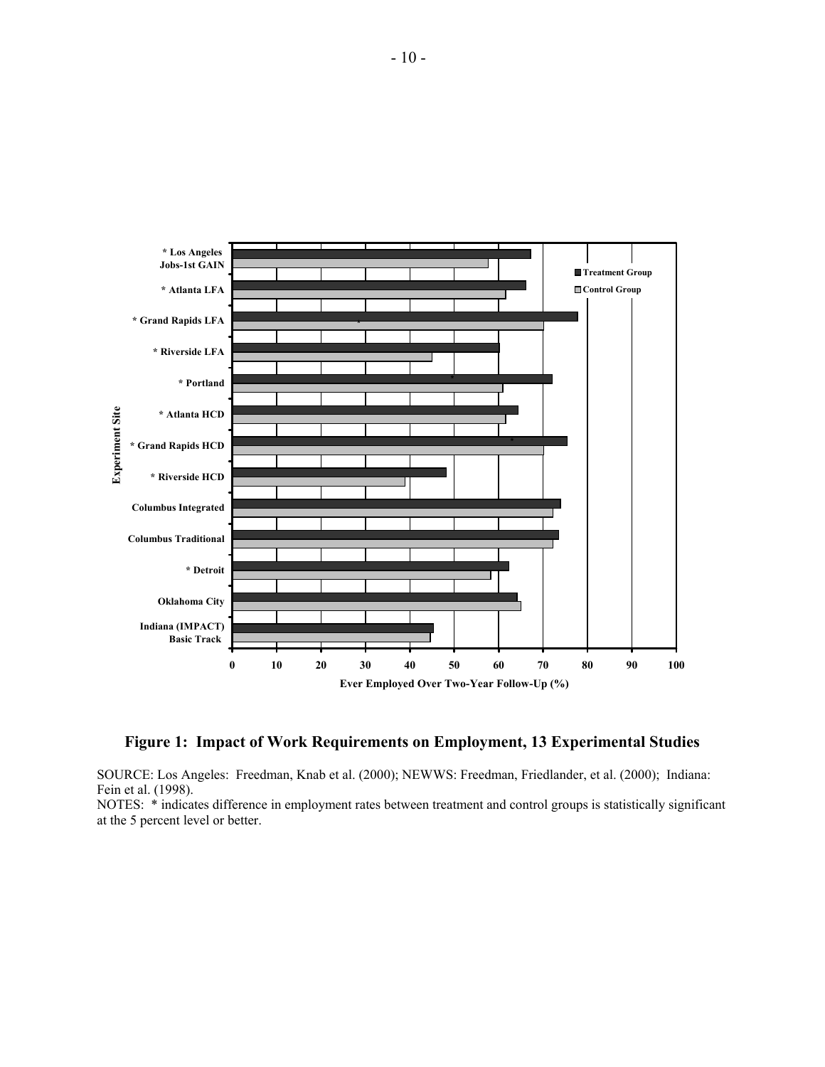**Figure 1: Impact of Work Requirements on Employment, 13 Experimental Studies**

SOURCE: Los Angeles: Freedman, Knab et al. (2000); NEWWS: Freedman, Friedlander, et al. (2000); Indiana: Fein et al. (1998).

NOTES: * indicates difference in employment rates between treatment and control groups is statistically significant at the 5 percent level or better.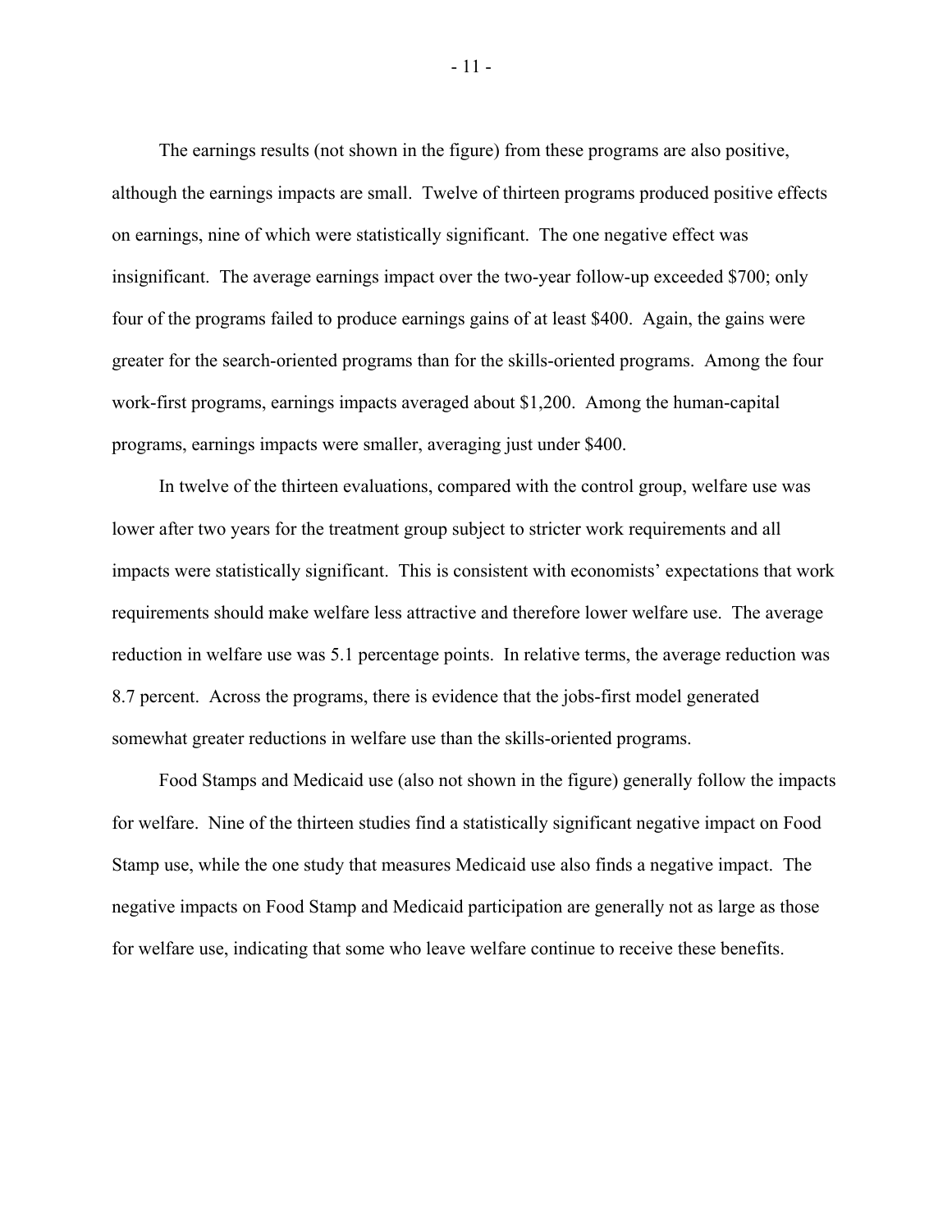The earnings results (not shown in the figure) from these programs are also positive, although the earnings impacts are small. Twelve of thirteen programs produced positive effects on earnings, nine of which were statistically significant. The one negative effect was insignificant. The average earnings impact over the two-year follow-up exceeded $700; only four of the programs failed to produce earnings gains of at least $400. Again, the gains were greater for the search-oriented programs than for the skills-oriented programs. Among the four work-first programs, earnings impacts averaged about $1,200. Among the human-capital programs, earnings impacts were smaller, averaging just under $400.

In twelve of the thirteen evaluations, compared with the control group, welfare use was lower after two years for the treatment group subject to stricter work requirements and all impacts were statistically significant. This is consistent with economists' expectations that work requirements should make welfare less attractive and therefore lower welfare use. The average reduction in welfare use was 5.1 percentage points. In relative terms, the average reduction was 8.7 percent. Across the programs, there is evidence that the jobs-first model generated somewhat greater reductions in welfare use than the skills-oriented programs.

Food Stamps and Medicaid use (also not shown in the figure) generally follow the impacts for welfare. Nine of the thirteen studies find a statistically significant negative impact on Food Stamp use, while the one study that measures Medicaid use also finds a negative impact. The negative impacts on Food Stamp and Medicaid participation are generally not as large as those for welfare use, indicating that some who leave welfare continue to receive these benefits.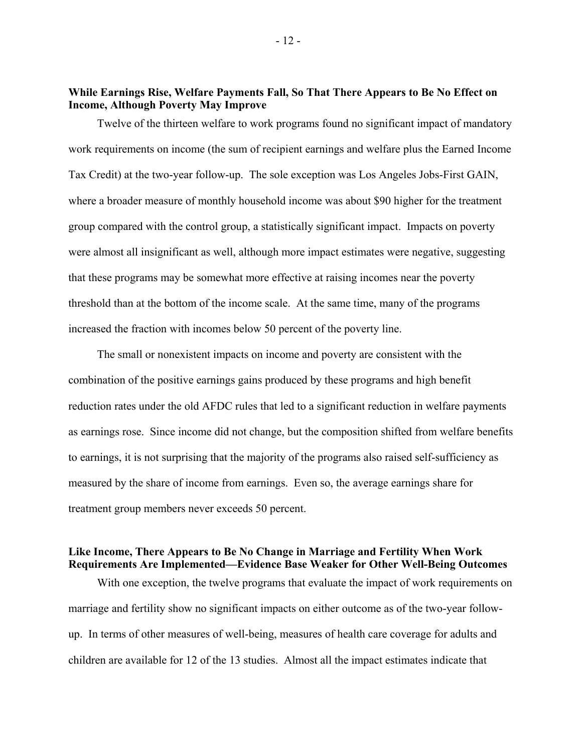**While Earnings Rise, Welfare Payments Fall, So That There Appears to Be No Effect on Income, Although Poverty May Improve**

Twelve of the thirteen welfare to work programs found no significant impact of mandatory work requirements on income (the sum of recipient earnings and welfare plus the Earned Income Tax Credit) at the two-year follow-up. The sole exception was Los Angeles Jobs-First GAIN, where a broader measure of monthly household income was about $90 higher for the treatment group compared with the control group, a statistically significant impact. Impacts on poverty were almost all insignificant as well, although more impact estimates were negative, suggesting that these programs may be somewhat more effective at raising incomes near the poverty threshold than at the bottom of the income scale. At the same time, many of the programs increased the fraction with incomes below 50 percent of the poverty line.

The small or nonexistent impacts on income and poverty are consistent with the combination of the positive earnings gains produced by these programs and high benefit reduction rates under the old AFDC rules that led to a significant reduction in welfare payments as earnings rose. Since income did not change, but the composition shifted from welfare benefits to earnings, it is not surprising that the majority of the programs also raised self-sufficiency as measured by the share of income from earnings. Even so, the average earnings share for treatment group members never exceeds 50 percent.

**Like Income, There Appears to Be No Change in Marriage and Fertility When Work Requirements Are Implemented—Evidence Base Weaker for Other Well-Being Outcomes**

With one exception, the twelve programs that evaluate the impact of work requirements on marriage and fertility show no significant impacts on either outcome as of the two-year follow-up. In terms of other measures of well-being, measures of health care coverage for adults and children are available for 12 of the 13 studies. Almost all the impact estimates indicate that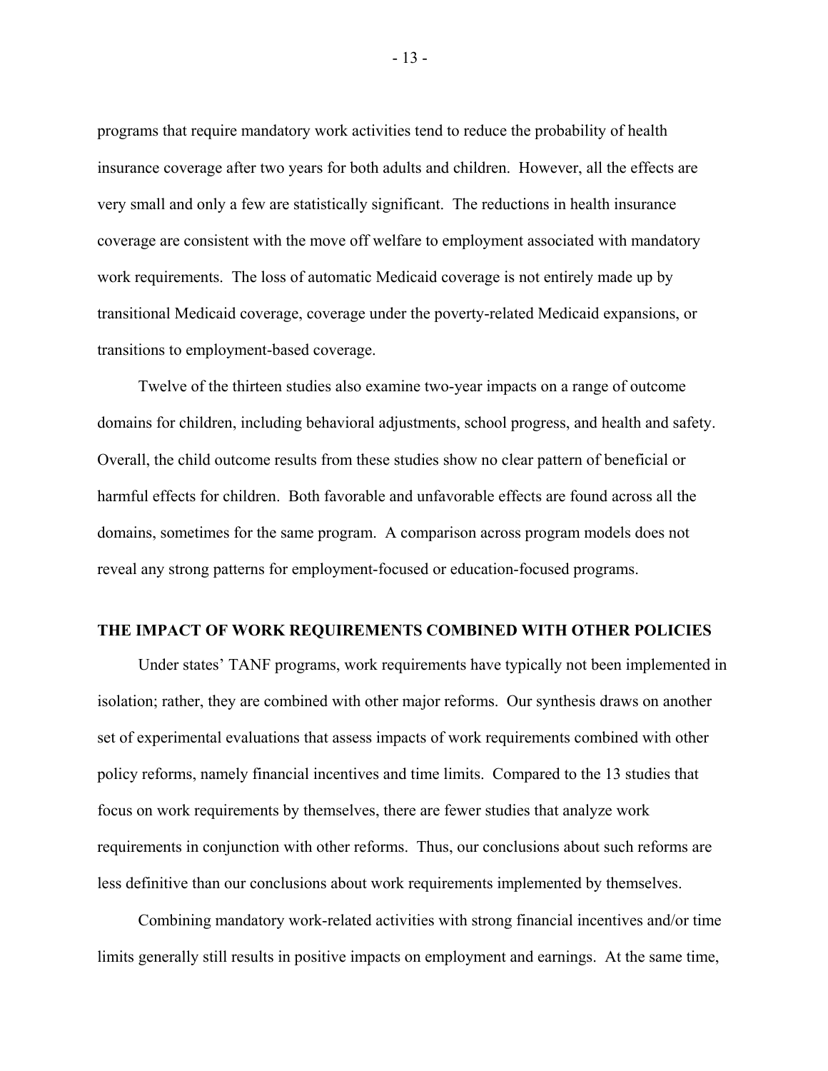programs that require mandatory work activities tend to reduce the probability of health insurance coverage after two years for both adults and children. However, all the effects are very small and only a few are statistically significant. The reductions in health insurance coverage are consistent with the move off welfare to employment associated with mandatory work requirements. The loss of automatic Medicaid coverage is not entirely made up by transitional Medicaid coverage, coverage under the poverty-related Medicaid expansions, or transitions to employment-based coverage.

Twelve of the thirteen studies also examine two-year impacts on a range of outcome domains for children, including behavioral adjustments, school progress, and health and safety. Overall, the child outcome results from these studies show no clear pattern of beneficial or harmful effects for children. Both favorable and unfavorable effects are found across all the domains, sometimes for the same program. A comparison across program models does not reveal any strong patterns for employment-focused or education-focused programs.

## THE IMPACT OF WORK REQUIREMENTS COMBINED WITH OTHER POLICIES

Under states' TANF programs, work requirements have typically not been implemented in isolation; rather, they are combined with other major reforms. Our synthesis draws on another set of experimental evaluations that assess impacts of work requirements combined with other policy reforms, namely financial incentives and time limits. Compared to the 13 studies that focus on work requirements by themselves, there are fewer studies that analyze work requirements in conjunction with other reforms. Thus, our conclusions about such reforms are less definitive than our conclusions about work requirements implemented by themselves.

Combining mandatory work-related activities with strong financial incentives and/or time limits generally still results in positive impacts on employment and earnings. At the same time,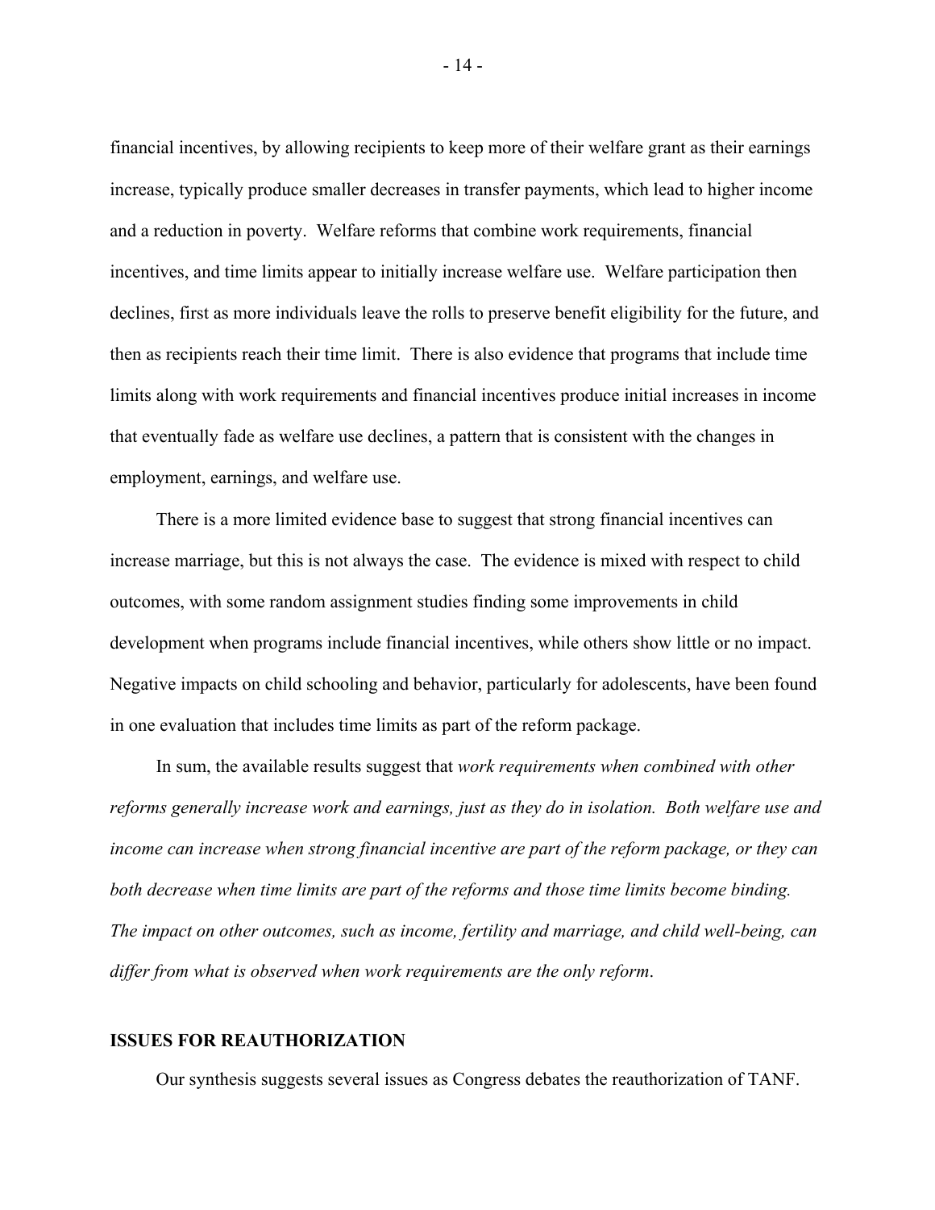financial incentives, by allowing recipients to keep more of their welfare grant as their earnings increase, typically produce smaller decreases in transfer payments, which lead to higher income and a reduction in poverty. Welfare reforms that combine work requirements, financial incentives, and time limits appear to initially increase welfare use. Welfare participation then declines, first as more individuals leave the rolls to preserve benefit eligibility for the future, and then as recipients reach their time limit. There is also evidence that programs that include time limits along with work requirements and financial incentives produce initial increases in income that eventually fade as welfare use declines, a pattern that is consistent with the changes in employment, earnings, and welfare use.

There is a more limited evidence base to suggest that strong financial incentives can increase marriage, but this is not always the case. The evidence is mixed with respect to child outcomes, with some random assignment studies finding some improvements in child development when programs include financial incentives, while others show little or no impact. Negative impacts on child schooling and behavior, particularly for adolescents, have been found in one evaluation that includes time limits as part of the reform package.

In sum, the available results suggest that *work requirements when combined with other reforms generally increase work and earnings, just as they do in isolation. Both welfare use and income can increase when strong financial incentive are part of the reform package, or they can both decrease when time limits are part of the reforms and those time limits become binding. The impact on other outcomes, such as income, fertility and marriage, and child well-being, can differ from what is observed when work requirements are the only reform*.

## ISSUES FOR REAUTHORIZATION

Our synthesis suggests several issues as Congress debates the reauthorization of TANF.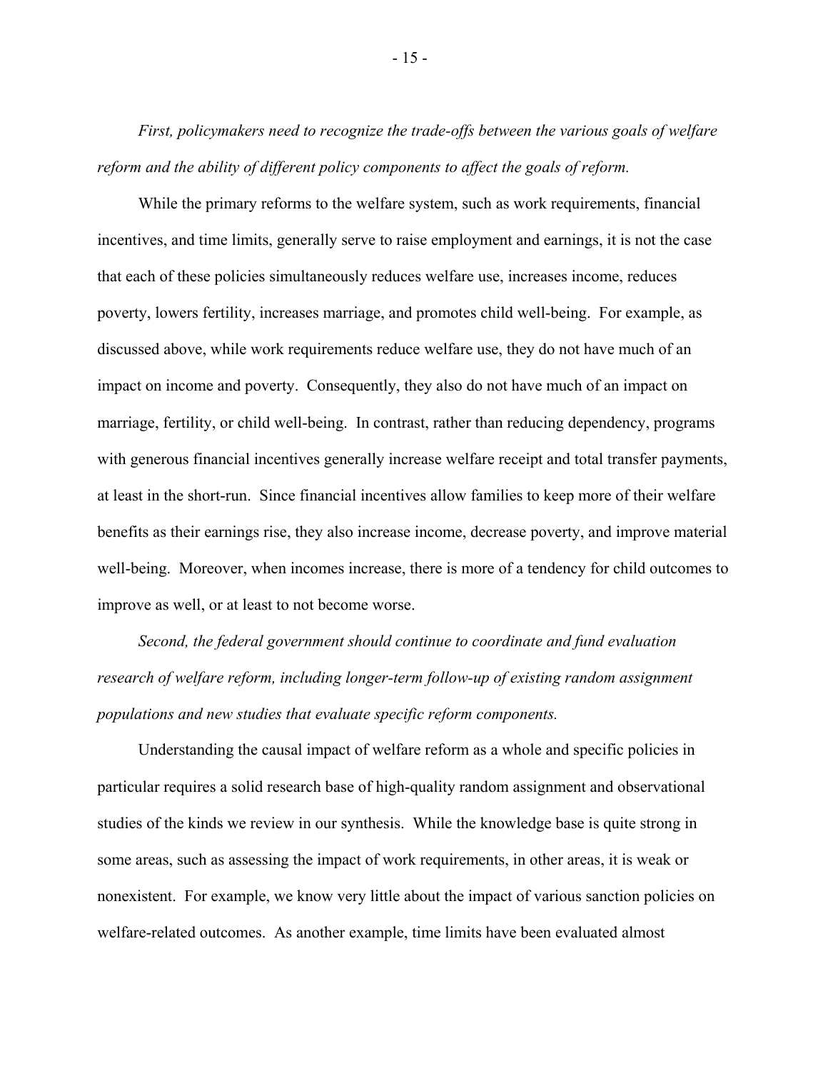*First, policymakers need to recognize the trade-offs between the various goals of welfare reform and the ability of different policy components to affect the goals of reform.*

While the primary reforms to the welfare system, such as work requirements, financial incentives, and time limits, generally serve to raise employment and earnings, it is not the case that each of these policies simultaneously reduces welfare use, increases income, reduces poverty, lowers fertility, increases marriage, and promotes child well-being. For example, as discussed above, while work requirements reduce welfare use, they do not have much of an impact on income and poverty. Consequently, they also do not have much of an impact on marriage, fertility, or child well-being. In contrast, rather than reducing dependency, programs with generous financial incentives generally increase welfare receipt and total transfer payments, at least in the short-run. Since financial incentives allow families to keep more of their welfare benefits as their earnings rise, they also increase income, decrease poverty, and improve material well-being. Moreover, when incomes increase, there is more of a tendency for child outcomes to improve as well, or at least to not become worse.

*Second, the federal government should continue to coordinate and fund evaluation research of welfare reform, including longer-term follow-up of existing random assignment populations and new studies that evaluate specific reform components.*

Understanding the causal impact of welfare reform as a whole and specific policies in particular requires a solid research base of high-quality random assignment and observational studies of the kinds we review in our synthesis. While the knowledge base is quite strong in some areas, such as assessing the impact of work requirements, in other areas, it is weak or nonexistent. For example, we know very little about the impact of various sanction policies on welfare-related outcomes. As another example, time limits have been evaluated almost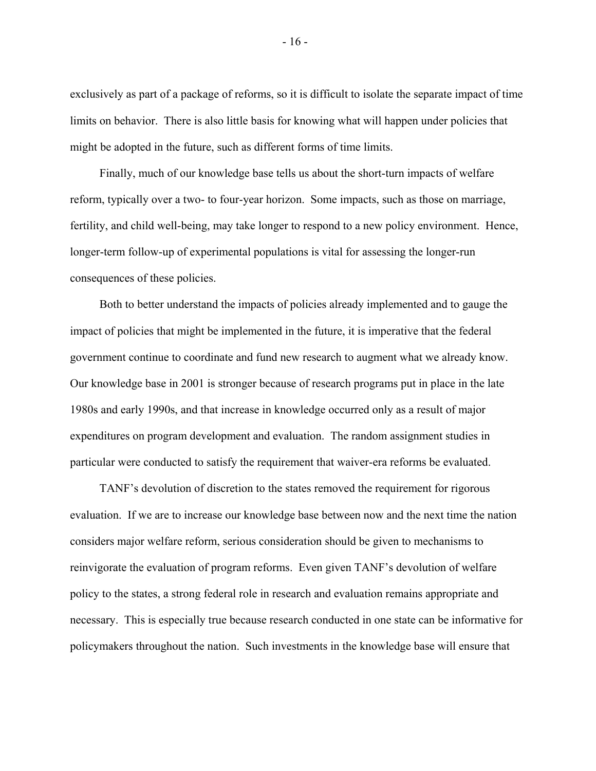exclusively as part of a package of reforms, so it is difficult to isolate the separate impact of time limits on behavior. There is also little basis for knowing what will happen under policies that might be adopted in the future, such as different forms of time limits.

Finally, much of our knowledge base tells us about the short-turn impacts of welfare reform, typically over a two- to four-year horizon. Some impacts, such as those on marriage, fertility, and child well-being, may take longer to respond to a new policy environment. Hence, longer-term follow-up of experimental populations is vital for assessing the longer-run consequences of these policies.

Both to better understand the impacts of policies already implemented and to gauge the impact of policies that might be implemented in the future, it is imperative that the federal government continue to coordinate and fund new research to augment what we already know. Our knowledge base in 2001 is stronger because of research programs put in place in the late 1980s and early 1990s, and that increase in knowledge occurred only as a result of major expenditures on program development and evaluation. The random assignment studies in particular were conducted to satisfy the requirement that waiver-era reforms be evaluated.

TANF's devolution of discretion to the states removed the requirement for rigorous evaluation. If we are to increase our knowledge base between now and the next time the nation considers major welfare reform, serious consideration should be given to mechanisms to reinvigorate the evaluation of program reforms. Even given TANF's devolution of welfare policy to the states, a strong federal role in research and evaluation remains appropriate and necessary. This is especially true because research conducted in one state can be informative for policymakers throughout the nation. Such investments in the knowledge base will ensure that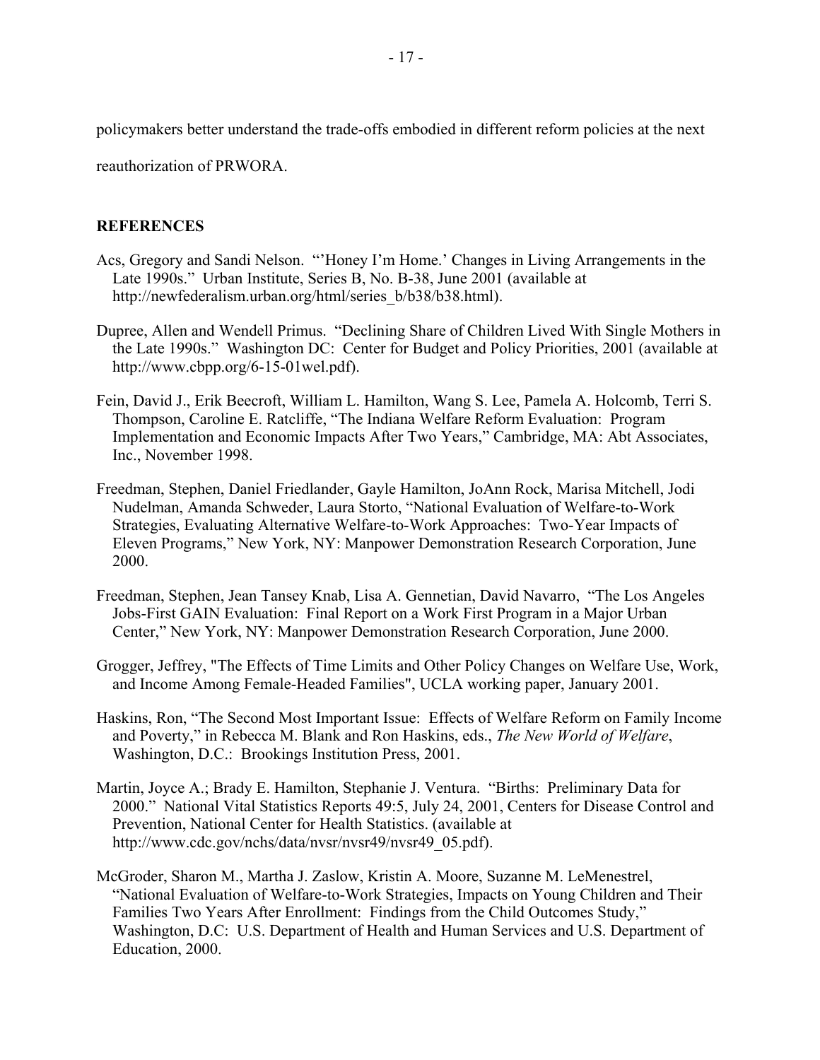policymakers better understand the trade-offs embodied in different reform policies at the next reauthorization of PRWORA.

## REFERENCES

Acs, Gregory and Sandi Nelson. "'Honey I'm Home.' Changes in Living Arrangements in the Late 1990s." Urban Institute, Series B, No. B-38, June 2001 (available at http://newfederalism.urban.org/html/series_b/b38/b38.html).

Dupree, Allen and Wendell Primus. "Declining Share of Children Lived With Single Mothers in the Late 1990s." Washington DC: Center for Budget and Policy Priorities, 2001 (available at http://www.cbpp.org/6-15-01wel.pdf).

Fein, David J., Erik Beecroft, William L. Hamilton, Wang S. Lee, Pamela A. Holcomb, Terri S. Thompson, Caroline E. Ratcliffe, "The Indiana Welfare Reform Evaluation: Program Implementation and Economic Impacts After Two Years," Cambridge, MA: Abt Associates, Inc., November 1998.

Freedman, Stephen, Daniel Friedlander, Gayle Hamilton, JoAnn Rock, Marisa Mitchell, Jodi Nudelman, Amanda Schweder, Laura Storto, "National Evaluation of Welfare-to-Work Strategies, Evaluating Alternative Welfare-to-Work Approaches: Two-Year Impacts of Eleven Programs," New York, NY: Manpower Demonstration Research Corporation, June 2000.

Freedman, Stephen, Jean Tansey Knab, Lisa A. Gennetian, David Navarro, "The Los Angeles Jobs-First GAIN Evaluation: Final Report on a Work First Program in a Major Urban Center," New York, NY: Manpower Demonstration Research Corporation, June 2000.

Grogger, Jeffrey, "The Effects of Time Limits and Other Policy Changes on Welfare Use, Work, and Income Among Female-Headed Families", UCLA working paper, January 2001.

Haskins, Ron, "The Second Most Important Issue: Effects of Welfare Reform on Family Income and Poverty," in Rebecca M. Blank and Ron Haskins, eds., *The New World of Welfare*, Washington, D.C.: Brookings Institution Press, 2001.

Martin, Joyce A.; Brady E. Hamilton, Stephanie J. Ventura. "Births: Preliminary Data for 2000." National Vital Statistics Reports 49:5, July 24, 2001, Centers for Disease Control and Prevention, National Center for Health Statistics. (available at http://www.cdc.gov/nchs/data/nvsr/nvsr49/nvsr49_05.pdf).

McGroder, Sharon M., Martha J. Zaslow, Kristin A. Moore, Suzanne M. LeMenestrel, "National Evaluation of Welfare-to-Work Strategies, Impacts on Young Children and Their Families Two Years After Enrollment: Findings from the Child Outcomes Study," Washington, D.C: U.S. Department of Health and Human Services and U.S. Department of Education, 2000.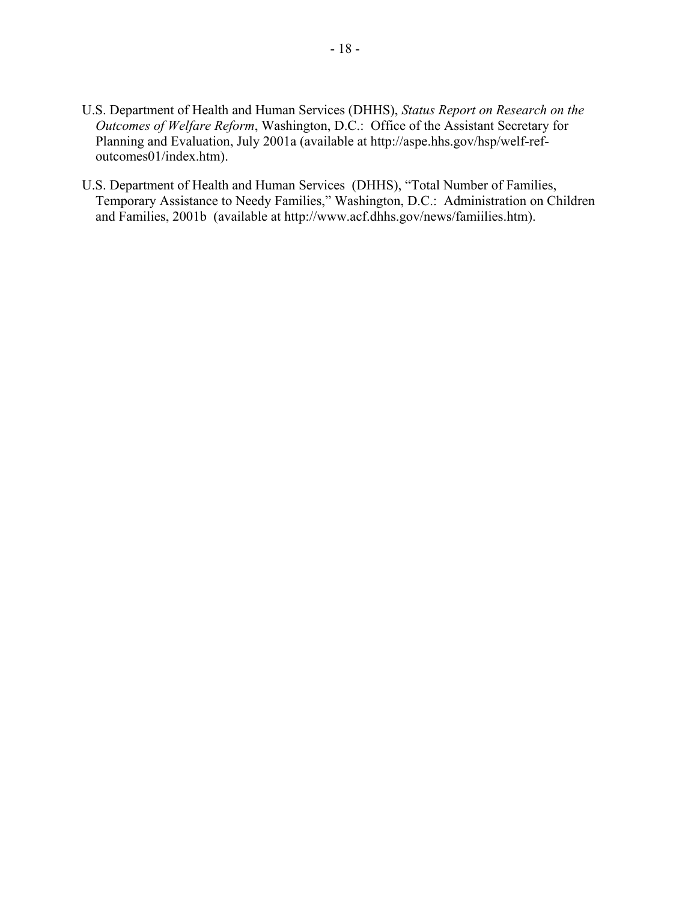U.S. Department of Health and Human Services (DHHS), *Status Report on Research on the Outcomes of Welfare Reform*, Washington, D.C.: Office of the Assistant Secretary for Planning and Evaluation, July 2001a (available at http://aspe.hhs.gov/hsp/welf-ref-outcomes01/index.htm).

U.S. Department of Health and Human Services (DHHS), "Total Number of Families, Temporary Assistance to Needy Families," Washington, D.C.: Administration on Children and Families, 2001b (available at http://www.acf.dhhs.gov/news/famiilies.htm).